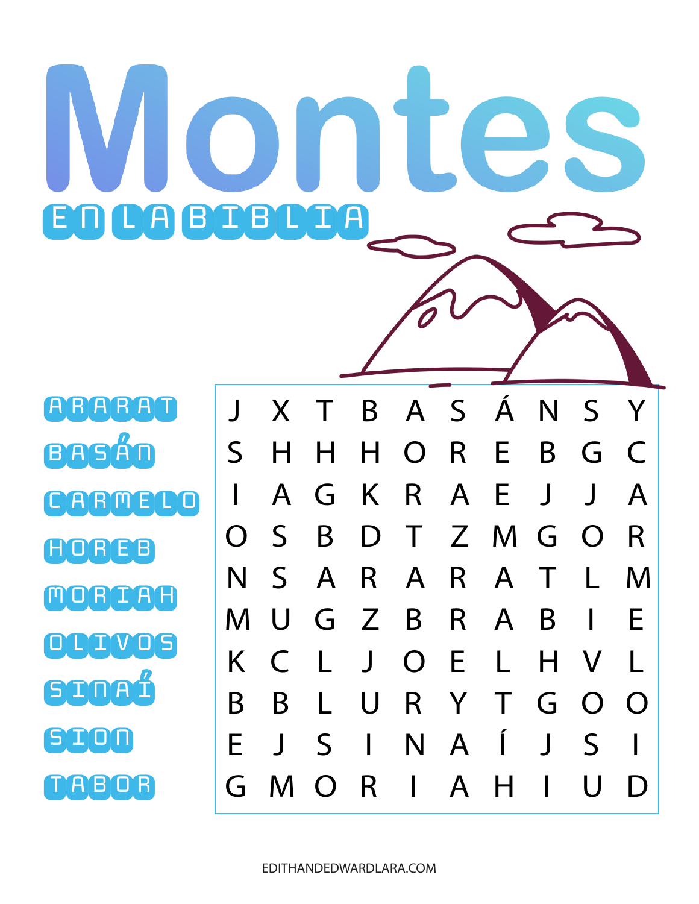# Montes

## EN LA BIBLIA

- ARARAT
- BASÁN
- CARMELO
- HOREB
- MORIAH
- OLIVOS
- SINAÍ
- SION
- TABOR

| | | | | | | | | | |
|---|---|---|---|---|---|---|---|---|---|
| J | X | T | B | A | S | Á | N | S | Y |
| S | H | H | H | O | R | E | B | G | C |
| I | A | G | K | R | A | E | J | J | A |
| O | S | B | D | T | Z | M | G | O | R |
| N | S | A | R | A | R | A | T | L | M |
| M | U | G | Z | B | R | A | B | I | E |
| K | C | L | J | O | E | L | H | V | L |
| B | B | L | U | R | Y | T | G | O | O |
| E | J | S | I | N | A | Í | J | S | I |
| G | M | O | R | I | A | H | I | U | D |

EDITHANDEDWARDLARA.COM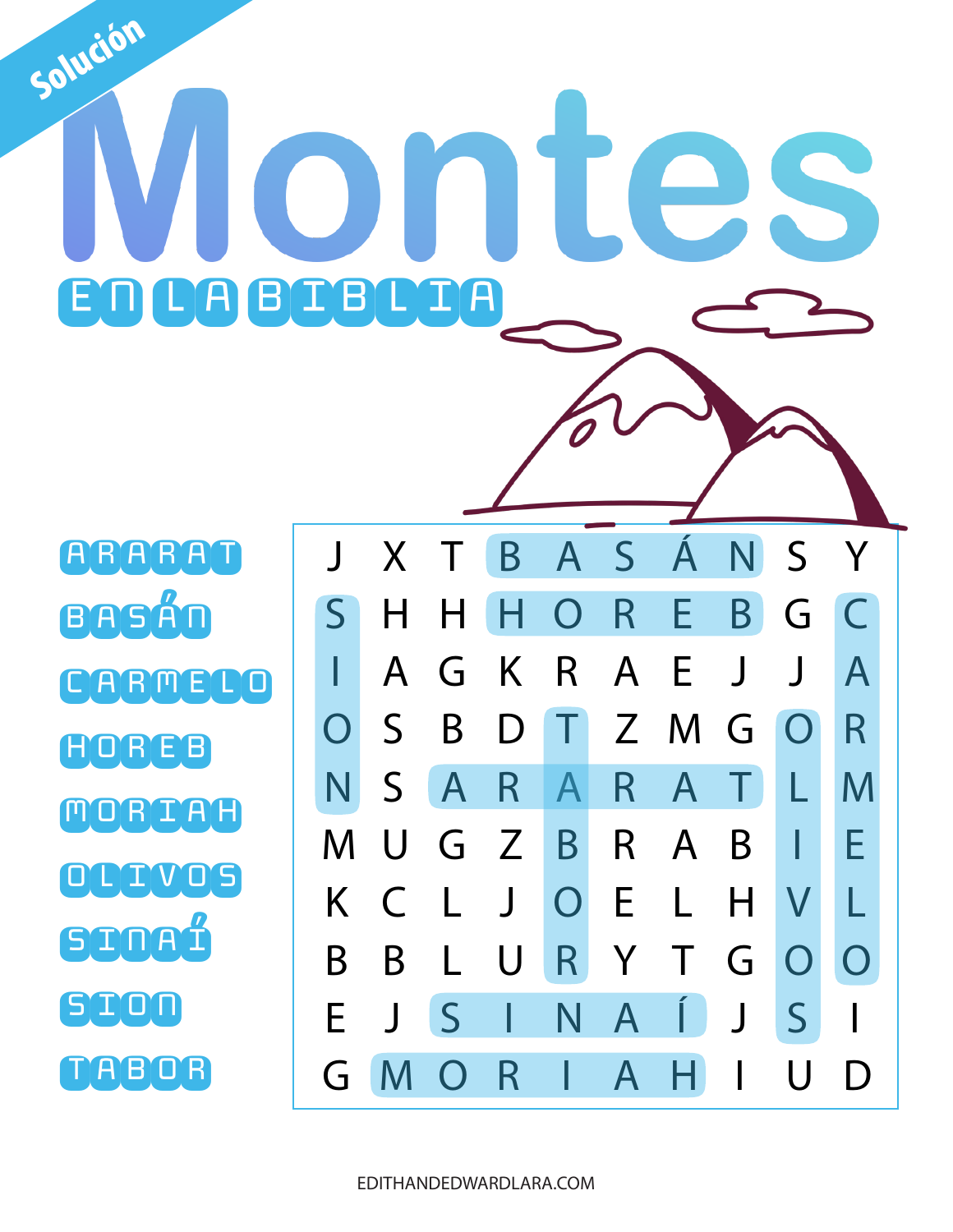Solución

# Montes

## EN LA BIBLIA

- ARARAT
- BASÁN
- CARMELO
- HOREB
- MORIAH
- OLIVOS
- SINAÍ
- SION
- TABOR

| | | | | | | | | | |
|---|---|---|---|---|---|---|---|---|---|
| J | X | T | B | A | S | Á | N | S | Y |
| S | H | H | H | O | R | E | B | G | C |
| I | A | G | K | R | A | E | J | J | A |
| O | S | B | D | T | Z | M | G | O | R |
| N | S | A | R | A | R | A | T | L | M |
| M | U | G | Z | B | R | A | B | I | E |
| K | C | L | J | O | E | L | H | V | L |
| B | B | L | U | R | Y | T | G | O | O |
| E | J | S | I | N | A | Í | J | S | I |
| G | M | O | R | I | A | H | I | U | D |

EDITHANDEDWARDLARA.COM